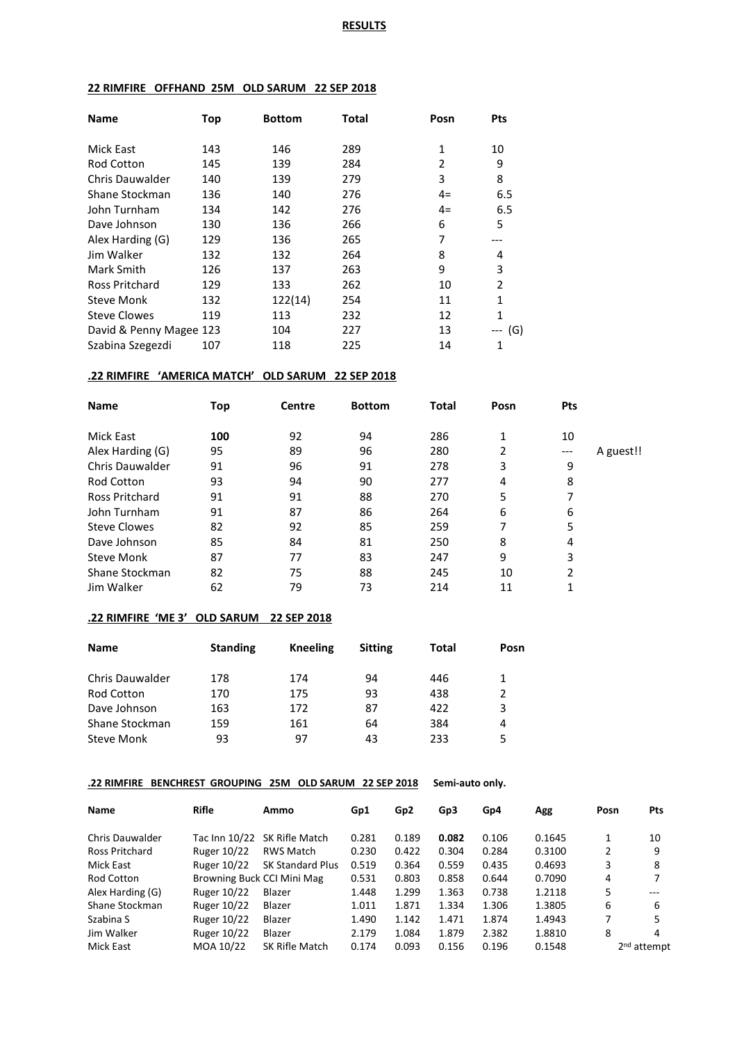# RESULTS

## 22 RIMFIRE OFFHAND 25M OLD SARUM 22 SEP 2018

| Name | Top | Bottom | Total | Posn | Pts |
|---|---|---|---|---|---|
| Mick East | 143 | 146 | 289 | 1 | 10 |
| Rod Cotton | 145 | 139 | 284 | 2 | 9 |
| Chris Dauwalder | 140 | 139 | 279 | 3 | 8 |
| Shane Stockman | 136 | 140 | 276 | 4= | 6.5 |
| John Turnham | 134 | 142 | 276 | 4= | 6.5 |
| Dave Johnson | 130 | 136 | 266 | 6 | 5 |
| Alex Harding (G) | 129 | 136 | 265 | 7 | --- |
| Jim Walker | 132 | 132 | 264 | 8 | 4 |
| Mark Smith | 126 | 137 | 263 | 9 | 3 |
| Ross Pritchard | 129 | 133 | 262 | 10 | 2 |
| Steve Monk | 132 | 122(14) | 254 | 11 | 1 |
| Steve Clowes | 119 | 113 | 232 | 12 | 1 |
| David & Penny Magee | 123 | 104 | 227 | 13 | --- (G) |
| Szabina Szegezdi | 107 | 118 | 225 | 14 | 1 |

## .22 RIMFIRE 'AMERICA MATCH' OLD SARUM 22 SEP 2018

| Name | Top | Centre | Bottom | Total | Posn | Pts | |
|---|---|---|---|---|---|---|---|
| Mick East | **100** | 92 | 94 | 286 | 1 | 10 | |
| Alex Harding (G) | 95 | 89 | 96 | 280 | 2 | --- | A guest!! |
| Chris Dauwalder | 91 | 96 | 91 | 278 | 3 | 9 | |
| Rod Cotton | 93 | 94 | 90 | 277 | 4 | 8 | |
| Ross Pritchard | 91 | 91 | 88 | 270 | 5 | 7 | |
| John Turnham | 91 | 87 | 86 | 264 | 6 | 6 | |
| Steve Clowes | 82 | 92 | 85 | 259 | 7 | 5 | |
| Dave Johnson | 85 | 84 | 81 | 250 | 8 | 4 | |
| Steve Monk | 87 | 77 | 83 | 247 | 9 | 3 | |
| Shane Stockman | 82 | 75 | 88 | 245 | 10 | 2 | |
| Jim Walker | 62 | 79 | 73 | 214 | 11 | 1 | |

## .22 RIMFIRE 'ME 3' OLD SARUM 22 SEP 2018

| Name | Standing | Kneeling | Sitting | Total | Posn |
|---|---|---|---|---|---|
| Chris Dauwalder | 178 | 174 | 94 | 446 | 1 |
| Rod Cotton | 170 | 175 | 93 | 438 | 2 |
| Dave Johnson | 163 | 172 | 87 | 422 | 3 |
| Shane Stockman | 159 | 161 | 64 | 384 | 4 |
| Steve Monk | 93 | 97 | 43 | 233 | 5 |

## .22 RIMFIRE BENCHREST GROUPING 25M OLD SARUM 22 SEP 2018 Semi-auto only.

| Name | Rifle | Ammo | Gp1 | Gp2 | Gp3 | Gp4 | Agg | Posn | Pts |
|---|---|---|---|---|---|---|---|---|---|
| Chris Dauwalder | Tac Inn 10/22 | SK Rifle Match | 0.281 | 0.189 | **0.082** | 0.106 | 0.1645 | 1 | 10 |
| Ross Pritchard | Ruger 10/22 | RWS Match | 0.230 | 0.422 | 0.304 | 0.284 | 0.3100 | 2 | 9 |
| Mick East | Ruger 10/22 | SK Standard Plus | 0.519 | 0.364 | 0.559 | 0.435 | 0.4693 | 3 | 8 |
| Rod Cotton | Browning Buck | CCI Mini Mag | 0.531 | 0.803 | 0.858 | 0.644 | 0.7090 | 4 | 7 |
| Alex Harding (G) | Ruger 10/22 | Blazer | 1.448 | 1.299 | 1.363 | 0.738 | 1.2118 | 5 | --- |
| Shane Stockman | Ruger 10/22 | Blazer | 1.011 | 1.871 | 1.334 | 1.306 | 1.3805 | 6 | 6 |
| Szabina S | Ruger 10/22 | Blazer | 1.490 | 1.142 | 1.471 | 1.874 | 1.4943 | 7 | 5 |
| Jim Walker | Ruger 10/22 | Blazer | 2.179 | 1.084 | 1.879 | 2.382 | 1.8810 | 8 | 4 |
| Mick East | MOA 10/22 | SK Rifle Match | 0.174 | 0.093 | 0.156 | 0.196 | 0.1548 | 2nd attempt | |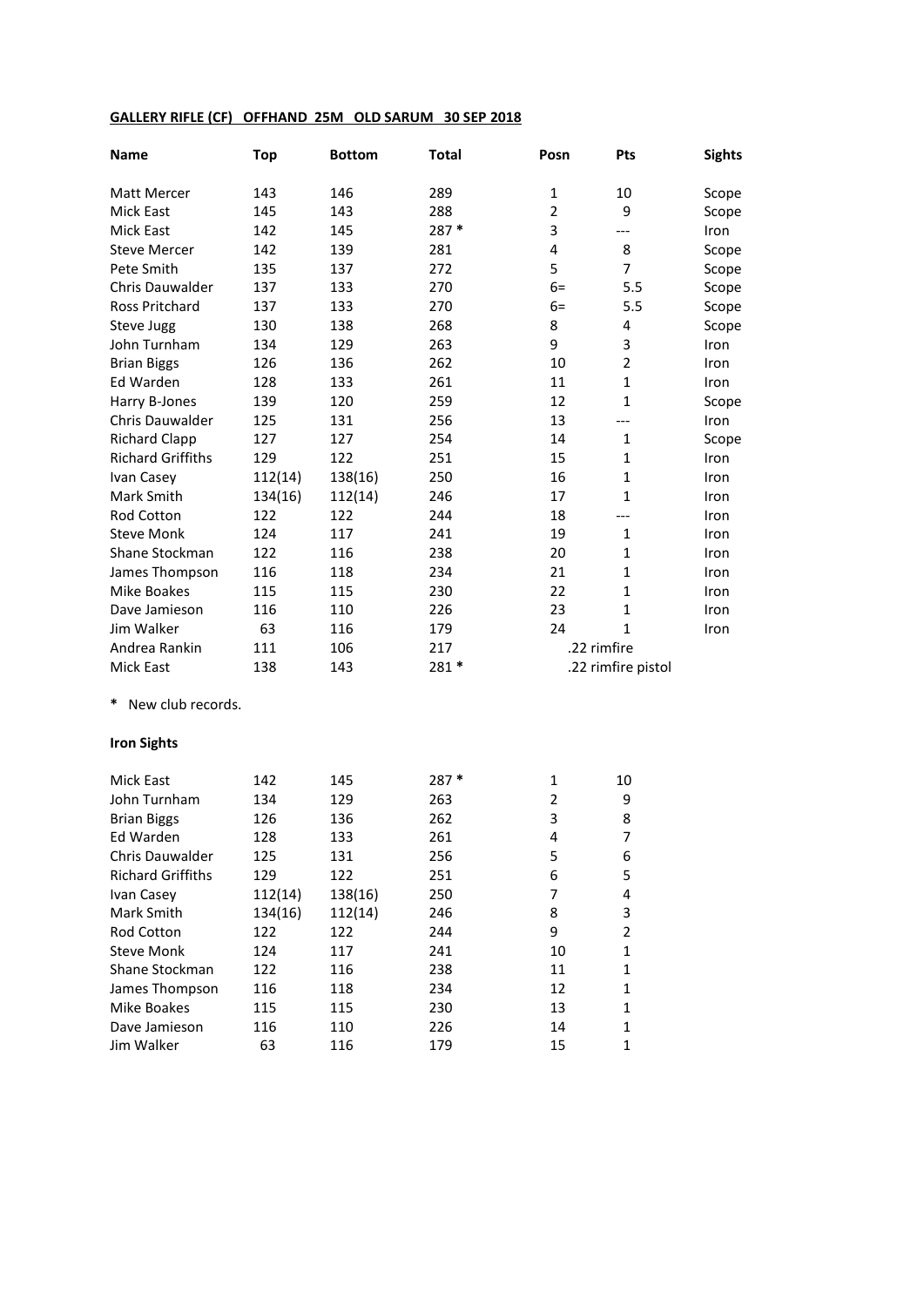**GALLERY RIFLE (CF) OFFHAND 25M OLD SARUM 30 SEP 2018**

| Name | Top | Bottom | Total | Posn | Pts | Sights |
|---|---|---|---|---|---|---|
| Matt Mercer | 143 | 146 | 289 | 1 | 10 | Scope |
| Mick East | 145 | 143 | 288 | 2 | 9 | Scope |
| Mick East | 142 | 145 | 287 * | 3 | --- | Iron |
| Steve Mercer | 142 | 139 | 281 | 4 | 8 | Scope |
| Pete Smith | 135 | 137 | 272 | 5 | 7 | Scope |
| Chris Dauwalder | 137 | 133 | 270 | 6= | 5.5 | Scope |
| Ross Pritchard | 137 | 133 | 270 | 6= | 5.5 | Scope |
| Steve Jugg | 130 | 138 | 268 | 8 | 4 | Scope |
| John Turnham | 134 | 129 | 263 | 9 | 3 | Iron |
| Brian Biggs | 126 | 136 | 262 | 10 | 2 | Iron |
| Ed Warden | 128 | 133 | 261 | 11 | 1 | Iron |
| Harry B-Jones | 139 | 120 | 259 | 12 | 1 | Scope |
| Chris Dauwalder | 125 | 131 | 256 | 13 | --- | Iron |
| Richard Clapp | 127 | 127 | 254 | 14 | 1 | Scope |
| Richard Griffiths | 129 | 122 | 251 | 15 | 1 | Iron |
| Ivan Casey | 112(14) | 138(16) | 250 | 16 | 1 | Iron |
| Mark Smith | 134(16) | 112(14) | 246 | 17 | 1 | Iron |
| Rod Cotton | 122 | 122 | 244 | 18 | --- | Iron |
| Steve Monk | 124 | 117 | 241 | 19 | 1 | Iron |
| Shane Stockman | 122 | 116 | 238 | 20 | 1 | Iron |
| James Thompson | 116 | 118 | 234 | 21 | 1 | Iron |
| Mike Boakes | 115 | 115 | 230 | 22 | 1 | Iron |
| Dave Jamieson | 116 | 110 | 226 | 23 | 1 | Iron |
| Jim Walker | 63 | 116 | 179 | 24 | 1 | Iron |
| Andrea Rankin | 111 | 106 | 217 | .22 rimfire | | |
| Mick East | 138 | 143 | 281 * | .22 rimfire pistol | | |

\* New club records.

**Iron Sights**

| Name | Top | Bottom | Total | Posn | Pts |
|---|---|---|---|---|---|
| Mick East | 142 | 145 | 287 * | 1 | 10 |
| John Turnham | 134 | 129 | 263 | 2 | 9 |
| Brian Biggs | 126 | 136 | 262 | 3 | 8 |
| Ed Warden | 128 | 133 | 261 | 4 | 7 |
| Chris Dauwalder | 125 | 131 | 256 | 5 | 6 |
| Richard Griffiths | 129 | 122 | 251 | 6 | 5 |
| Ivan Casey | 112(14) | 138(16) | 250 | 7 | 4 |
| Mark Smith | 134(16) | 112(14) | 246 | 8 | 3 |
| Rod Cotton | 122 | 122 | 244 | 9 | 2 |
| Steve Monk | 124 | 117 | 241 | 10 | 1 |
| Shane Stockman | 122 | 116 | 238 | 11 | 1 |
| James Thompson | 116 | 118 | 234 | 12 | 1 |
| Mike Boakes | 115 | 115 | 230 | 13 | 1 |
| Dave Jamieson | 116 | 110 | 226 | 14 | 1 |
| Jim Walker | 63 | 116 | 179 | 15 | 1 |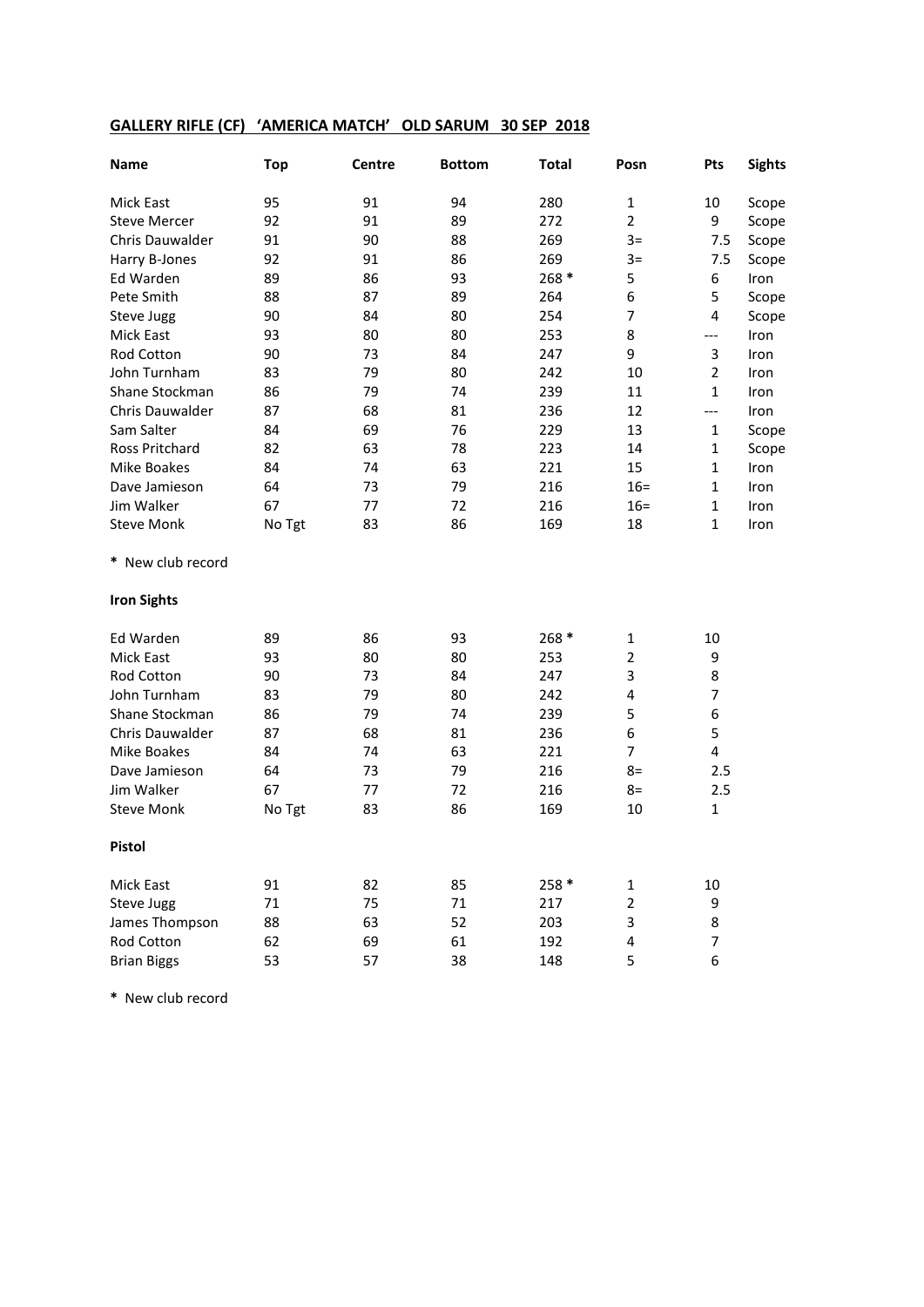**GALLERY RIFLE (CF) 'AMERICA MATCH' OLD SARUM 30 SEP 2018**

| Name | Top | Centre | Bottom | Total | Posn | Pts | Sights |
|---|---|---|---|---|---|---|---|
| Mick East | 95 | 91 | 94 | 280 | 1 | 10 | Scope |
| Steve Mercer | 92 | 91 | 89 | 272 | 2 | 9 | Scope |
| Chris Dauwalder | 91 | 90 | 88 | 269 | 3= | 7.5 | Scope |
| Harry B-Jones | 92 | 91 | 86 | 269 | 3= | 7.5 | Scope |
| Ed Warden | 89 | 86 | 93 | 268 * | 5 | 6 | Iron |
| Pete Smith | 88 | 87 | 89 | 264 | 6 | 5 | Scope |
| Steve Jugg | 90 | 84 | 80 | 254 | 7 | 4 | Scope |
| Mick East | 93 | 80 | 80 | 253 | 8 | --- | Iron |
| Rod Cotton | 90 | 73 | 84 | 247 | 9 | 3 | Iron |
| John Turnham | 83 | 79 | 80 | 242 | 10 | 2 | Iron |
| Shane Stockman | 86 | 79 | 74 | 239 | 11 | 1 | Iron |
| Chris Dauwalder | 87 | 68 | 81 | 236 | 12 | --- | Iron |
| Sam Salter | 84 | 69 | 76 | 229 | 13 | 1 | Scope |
| Ross Pritchard | 82 | 63 | 78 | 223 | 14 | 1 | Scope |
| Mike Boakes | 84 | 74 | 63 | 221 | 15 | 1 | Iron |
| Dave Jamieson | 64 | 73 | 79 | 216 | 16= | 1 | Iron |
| Jim Walker | 67 | 77 | 72 | 216 | 16= | 1 | Iron |
| Steve Monk | No Tgt | 83 | 86 | 169 | 18 | 1 | Iron |

* New club record

**Iron Sights**

| Name | Top | Centre | Bottom | Total | Posn | Pts |
|---|---|---|---|---|---|---|
| Ed Warden | 89 | 86 | 93 | 268 * | 1 | 10 |
| Mick East | 93 | 80 | 80 | 253 | 2 | 9 |
| Rod Cotton | 90 | 73 | 84 | 247 | 3 | 8 |
| John Turnham | 83 | 79 | 80 | 242 | 4 | 7 |
| Shane Stockman | 86 | 79 | 74 | 239 | 5 | 6 |
| Chris Dauwalder | 87 | 68 | 81 | 236 | 6 | 5 |
| Mike Boakes | 84 | 74 | 63 | 221 | 7 | 4 |
| Dave Jamieson | 64 | 73 | 79 | 216 | 8= | 2.5 |
| Jim Walker | 67 | 77 | 72 | 216 | 8= | 2.5 |
| Steve Monk | No Tgt | 83 | 86 | 169 | 10 | 1 |

**Pistol**

| Name | Top | Centre | Bottom | Total | Posn | Pts |
|---|---|---|---|---|---|---|
| Mick East | 91 | 82 | 85 | 258 * | 1 | 10 |
| Steve Jugg | 71 | 75 | 71 | 217 | 2 | 9 |
| James Thompson | 88 | 63 | 52 | 203 | 3 | 8 |
| Rod Cotton | 62 | 69 | 61 | 192 | 4 | 7 |
| Brian Biggs | 53 | 57 | 38 | 148 | 5 | 6 |

* New club record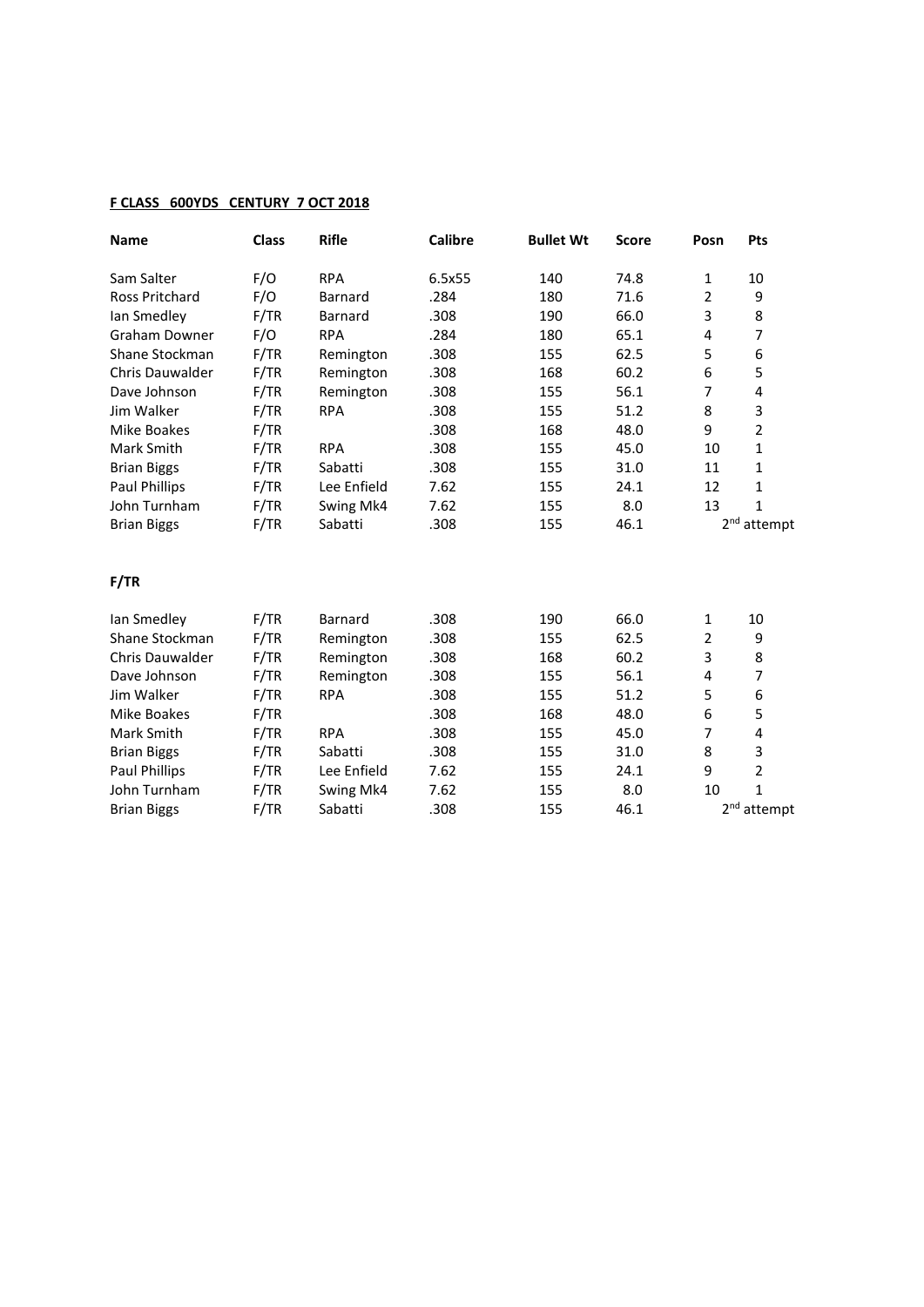**F CLASS 600YDS CENTURY 7 OCT 2018**

| Name | Class | Rifle | Calibre | Bullet Wt | Score | Posn | Pts |
|---|---|---|---|---|---|---|---|
| Sam Salter | F/O | RPA | 6.5x55 | 140 | 74.8 | 1 | 10 |
| Ross Pritchard | F/O | Barnard | .284 | 180 | 71.6 | 2 | 9 |
| Ian Smedley | F/TR | Barnard | .308 | 190 | 66.0 | 3 | 8 |
| Graham Downer | F/O | RPA | .284 | 180 | 65.1 | 4 | 7 |
| Shane Stockman | F/TR | Remington | .308 | 155 | 62.5 | 5 | 6 |
| Chris Dauwalder | F/TR | Remington | .308 | 168 | 60.2 | 6 | 5 |
| Dave Johnson | F/TR | Remington | .308 | 155 | 56.1 | 7 | 4 |
| Jim Walker | F/TR | RPA | .308 | 155 | 51.2 | 8 | 3 |
| Mike Boakes | F/TR | | .308 | 168 | 48.0 | 9 | 2 |
| Mark Smith | F/TR | RPA | .308 | 155 | 45.0 | 10 | 1 |
| Brian Biggs | F/TR | Sabatti | .308 | 155 | 31.0 | 11 | 1 |
| Paul Phillips | F/TR | Lee Enfield | 7.62 | 155 | 24.1 | 12 | 1 |
| John Turnham | F/TR | Swing Mk4 | 7.62 | 155 | 8.0 | 13 | 1 |
| Brian Biggs | F/TR | Sabatti | .308 | 155 | 46.1 | 2nd attempt | |

**F/TR**

| Name | Class | Rifle | Calibre | Bullet Wt | Score | Posn | Pts |
|---|---|---|---|---|---|---|---|
| Ian Smedley | F/TR | Barnard | .308 | 190 | 66.0 | 1 | 10 |
| Shane Stockman | F/TR | Remington | .308 | 155 | 62.5 | 2 | 9 |
| Chris Dauwalder | F/TR | Remington | .308 | 168 | 60.2 | 3 | 8 |
| Dave Johnson | F/TR | Remington | .308 | 155 | 56.1 | 4 | 7 |
| Jim Walker | F/TR | RPA | .308 | 155 | 51.2 | 5 | 6 |
| Mike Boakes | F/TR | | .308 | 168 | 48.0 | 6 | 5 |
| Mark Smith | F/TR | RPA | .308 | 155 | 45.0 | 7 | 4 |
| Brian Biggs | F/TR | Sabatti | .308 | 155 | 31.0 | 8 | 3 |
| Paul Phillips | F/TR | Lee Enfield | 7.62 | 155 | 24.1 | 9 | 2 |
| John Turnham | F/TR | Swing Mk4 | 7.62 | 155 | 8.0 | 10 | 1 |
| Brian Biggs | F/TR | Sabatti | .308 | 155 | 46.1 | 2nd attempt | |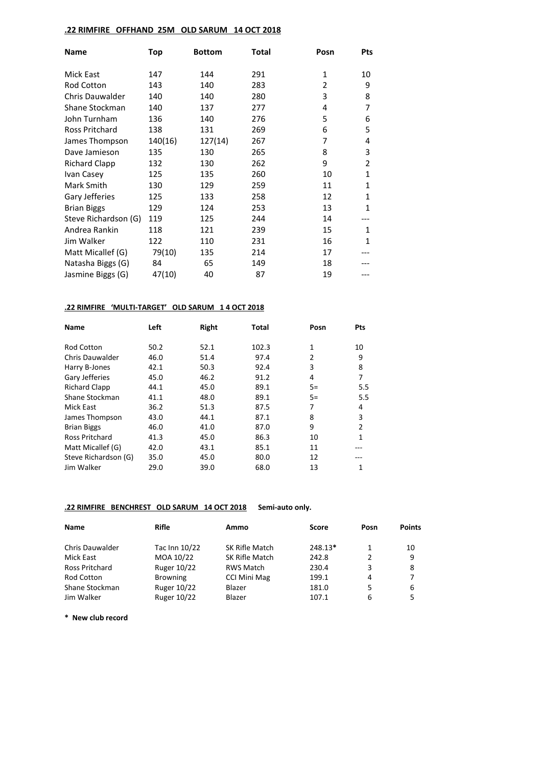**.22 RIMFIRE OFFHAND 25M OLD SARUM 14 OCT 2018**

| Name | Top | Bottom | Total | Posn | Pts |
|---|---|---|---|---|---|
| Mick East | 147 | 144 | 291 | 1 | 10 |
| Rod Cotton | 143 | 140 | 283 | 2 | 9 |
| Chris Dauwalder | 140 | 140 | 280 | 3 | 8 |
| Shane Stockman | 140 | 137 | 277 | 4 | 7 |
| John Turnham | 136 | 140 | 276 | 5 | 6 |
| Ross Pritchard | 138 | 131 | 269 | 6 | 5 |
| James Thompson | 140(16) | 127(14) | 267 | 7 | 4 |
| Dave Jamieson | 135 | 130 | 265 | 8 | 3 |
| Richard Clapp | 132 | 130 | 262 | 9 | 2 |
| Ivan Casey | 125 | 135 | 260 | 10 | 1 |
| Mark Smith | 130 | 129 | 259 | 11 | 1 |
| Gary Jefferies | 125 | 133 | 258 | 12 | 1 |
| Brian Biggs | 129 | 124 | 253 | 13 | 1 |
| Steve Richardson (G) | 119 | 125 | 244 | 14 | --- |
| Andrea Rankin | 118 | 121 | 239 | 15 | 1 |
| Jim Walker | 122 | 110 | 231 | 16 | 1 |
| Matt Micallef (G) | 79(10) | 135 | 214 | 17 | --- |
| Natasha Biggs (G) | 84 | 65 | 149 | 18 | --- |
| Jasmine Biggs (G) | 47(10) | 40 | 87 | 19 | --- |

**.22 RIMFIRE 'MULTI-TARGET' OLD SARUM 1 4 OCT 2018**

| Name | Left | Right | Total | Posn | Pts |
|---|---|---|---|---|---|
| Rod Cotton | 50.2 | 52.1 | 102.3 | 1 | 10 |
| Chris Dauwalder | 46.0 | 51.4 | 97.4 | 2 | 9 |
| Harry B-Jones | 42.1 | 50.3 | 92.4 | 3 | 8 |
| Gary Jefferies | 45.0 | 46.2 | 91.2 | 4 | 7 |
| Richard Clapp | 44.1 | 45.0 | 89.1 | 5= | 5.5 |
| Shane Stockman | 41.1 | 48.0 | 89.1 | 5= | 5.5 |
| Mick East | 36.2 | 51.3 | 87.5 | 7 | 4 |
| James Thompson | 43.0 | 44.1 | 87.1 | 8 | 3 |
| Brian Biggs | 46.0 | 41.0 | 87.0 | 9 | 2 |
| Ross Pritchard | 41.3 | 45.0 | 86.3 | 10 | 1 |
| Matt Micallef (G) | 42.0 | 43.1 | 85.1 | 11 | --- |
| Steve Richardson (G) | 35.0 | 45.0 | 80.0 | 12 | --- |
| Jim Walker | 29.0 | 39.0 | 68.0 | 13 | 1 |

**.22 RIMFIRE BENCHREST OLD SARUM 14 OCT 2018** **Semi-auto only.**

| Name | Rifle | Ammo | Score | Posn | Points |
|---|---|---|---|---|---|
| Chris Dauwalder | Tac Inn 10/22 | SK Rifle Match | 248.13* | 1 | 10 |
| Mick East | MOA 10/22 | SK Rifle Match | 242.8 | 2 | 9 |
| Ross Pritchard | Ruger 10/22 | RWS Match | 230.4 | 3 | 8 |
| Rod Cotton | Browning | CCI Mini Mag | 199.1 | 4 | 7 |
| Shane Stockman | Ruger 10/22 | Blazer | 181.0 | 5 | 6 |
| Jim Walker | Ruger 10/22 | Blazer | 107.1 | 6 | 5 |

**\* New club record**